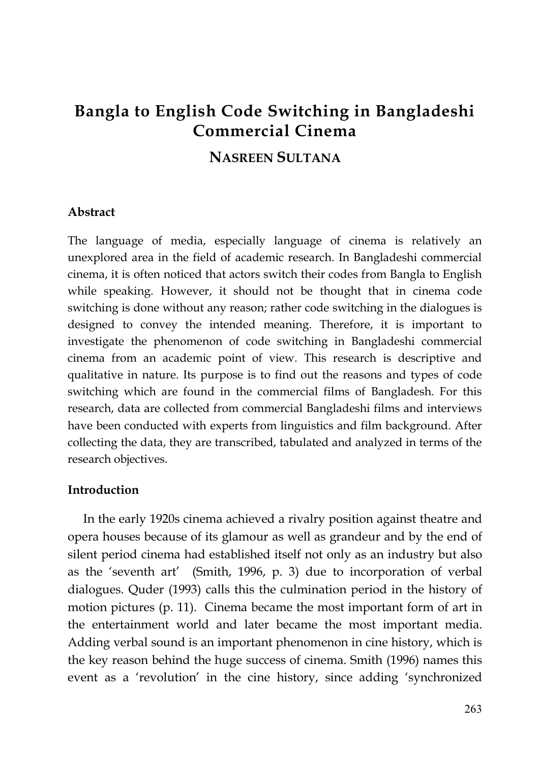# Bangla to English Code Switching in Bangladeshi Commercial Cinema

**NASREEN SULTANA**

### Abstract

The language of media, especially language of cinema is relatively an unexplored area in the field of academic research. In Bangladeshi commercial cinema, it is often noticed that actors switch their codes from Bangla to English while speaking. However, it should not be thought that in cinema code switching is done without any reason; rather code switching in the dialogues is designed to convey the intended meaning. Therefore, it is important to investigate the phenomenon of code switching in Bangladeshi commercial cinema from an academic point of view. This research is descriptive and qualitative in nature. Its purpose is to find out the reasons and types of code switching which are found in the commercial films of Bangladesh. For this research, data are collected from commercial Bangladeshi films and interviews have been conducted with experts from linguistics and film background. After collecting the data, they are transcribed, tabulated and analyzed in terms of the research objectives.

### Introduction

In the early 1920s cinema achieved a rivalry position against theatre and opera houses because of its glamour as well as grandeur and by the end of silent period cinema had established itself not only as an industry but also as the 'seventh art' (Smith, 1996, p. 3) due to incorporation of verbal dialogues. Quder (1993) calls this the culmination period in the history of motion pictures (p. 11). Cinema became the most important form of art in the entertainment world and later became the most important media. Adding verbal sound is an important phenomenon in cine history, which is the key reason behind the huge success of cinema. Smith (1996) names this event as a 'revolution' in the cine history, since adding 'synchronized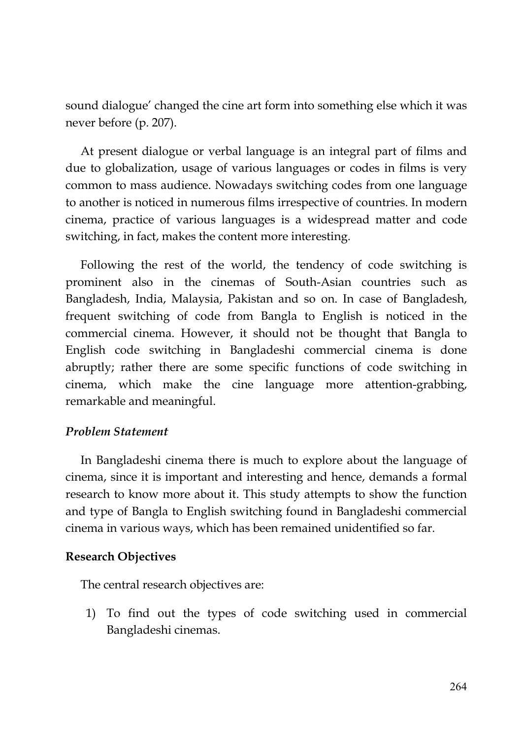sound dialogue' changed the cine art form into something else which it was never before (p. 207).

At present dialogue or verbal language is an integral part of films and due to globalization, usage of various languages or codes in films is very common to mass audience. Nowadays switching codes from one language to another is noticed in numerous films irrespective of countries. In modern cinema, practice of various languages is a widespread matter and code switching, in fact, makes the content more interesting.

Following the rest of the world, the tendency of code switching is prominent also in the cinemas of South-Asian countries such as Bangladesh, India, Malaysia, Pakistan and so on. In case of Bangladesh, frequent switching of code from Bangla to English is noticed in the commercial cinema. However, it should not be thought that Bangla to English code switching in Bangladeshi commercial cinema is done abruptly; rather there are some specific functions of code switching in cinema, which make the cine language more attention-grabbing, remarkable and meaningful.

### *Problem Statement*

In Bangladeshi cinema there is much to explore about the language of cinema, since it is important and interesting and hence, demands a formal research to know more about it. This study attempts to show the function and type of Bangla to English switching found in Bangladeshi commercial cinema in various ways, which has been remained unidentified so far.

## **Research Objectives**

The central research objectives are:

1) To find out the types of code switching used in commercial Bangladeshi cinemas.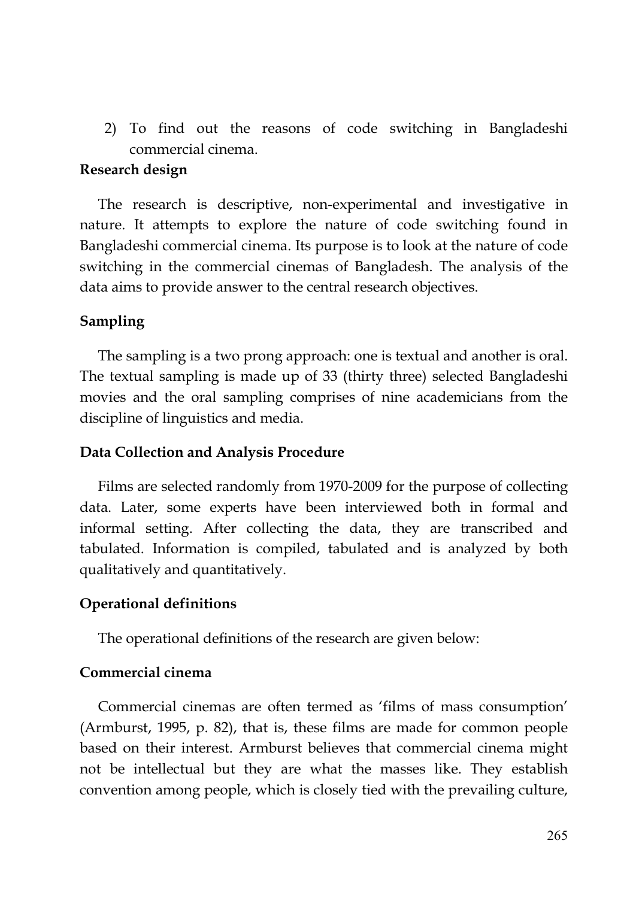2) To find out the reasons of code switching in Bangladeshi commercial cinema.

**Research design**

The research is descriptive, non-experimental and investigative in nature. It attempts to explore the nature of code switching found in Bangladeshi commercial cinema. Its purpose is to look at the nature of code switching in the commercial cinemas of Bangladesh. The analysis of the data aims to provide answer to the central research objectives.

**Sampling**

The sampling is a two prong approach: one is textual and another is oral. The textual sampling is made up of 33 (thirty three) selected Bangladeshi movies and the oral sampling comprises of nine academicians from the discipline of linguistics and media.

**Data Collection and Analysis Procedure**

Films are selected randomly from 1970-2009 for the purpose of collecting data. Later, some experts have been interviewed both in formal and informal setting. After collecting the data, they are transcribed and tabulated. Information is compiled, tabulated and is analyzed by both qualitatively and quantitatively.

**Operational definitions**

The operational definitions of the research are given below:

**Commercial cinema**

Commercial cinemas are often termed as 'films of mass consumption' (Armburst, 1995, p. 82), that is, these films are made for common people based on their interest. Armburst believes that commercial cinema might not be intellectual but they are what the masses like. They establish convention among people, which is closely tied with the prevailing culture,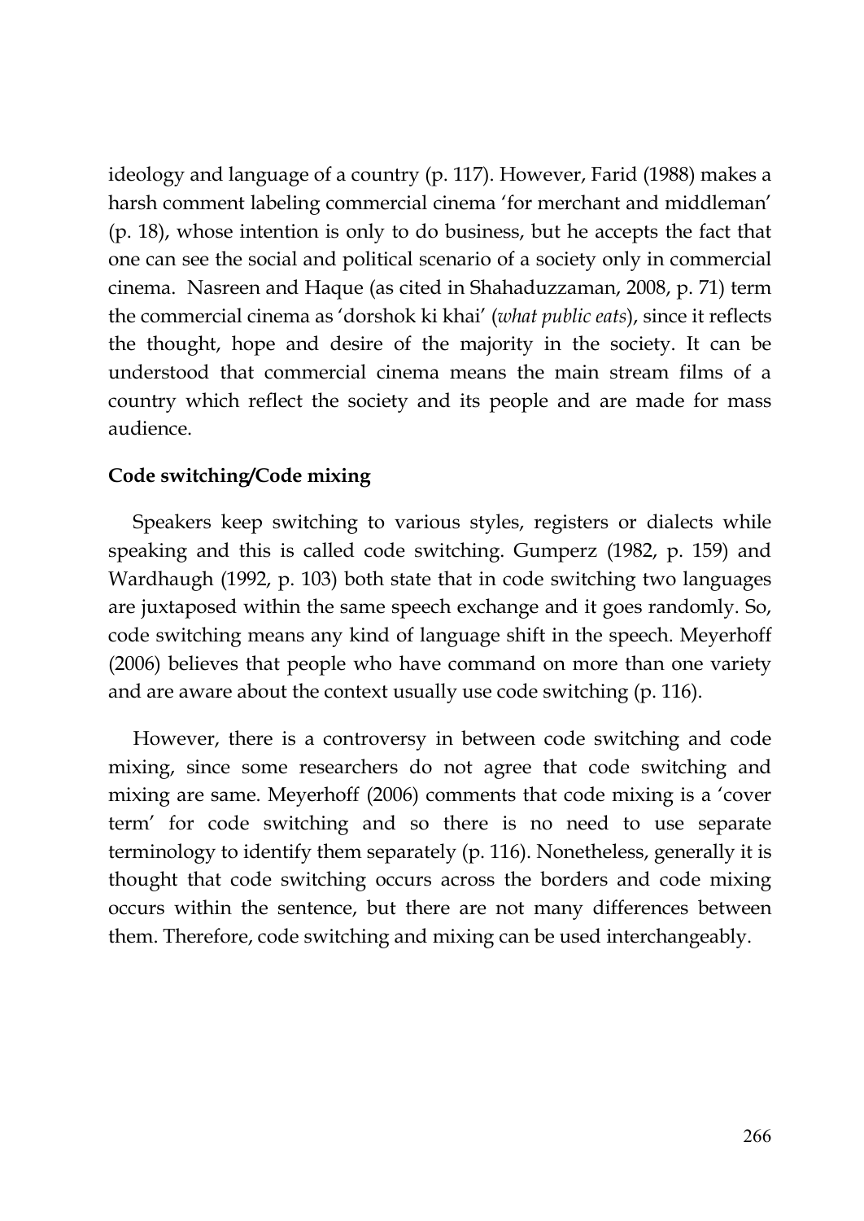ideology and language of a country (p. 117). However, Farid (1988) makes a harsh comment labeling commercial cinema 'for merchant and middleman' (p. 18), whose intention is only to do business, but he accepts the fact that one can see the social and political scenario of a society only in commercial cinema. Nasreen and Haque (as cited in Shahaduzzaman, 2008, p. 71) term the commercial cinema as 'dorshok ki khai' (*what public eats*), since it reflects the thought, hope and desire of the majority in the society. It can be understood that commercial cinema means the main stream films of a country which reflect the society and its people and are made for mass audience.

**Code switching/Code mixing**

Speakers keep switching to various styles, registers or dialects while speaking and this is called code switching. Gumperz (1982, p. 159) and Wardhaugh (1992, p. 103) both state that in code switching two languages are juxtaposed within the same speech exchange and it goes randomly. So, code switching means any kind of language shift in the speech. Meyerhoff (2006) believes that people who have command on more than one variety and are aware about the context usually use code switching (p. 116).

However, there is a controversy in between code switching and code mixing, since some researchers do not agree that code switching and mixing are same. Meyerhoff (2006) comments that code mixing is a 'cover term' for code switching and so there is no need to use separate terminology to identify them separately (p. 116). Nonetheless, generally it is thought that code switching occurs across the borders and code mixing occurs within the sentence, but there are not many differences between them. Therefore, code switching and mixing can be used interchangeably.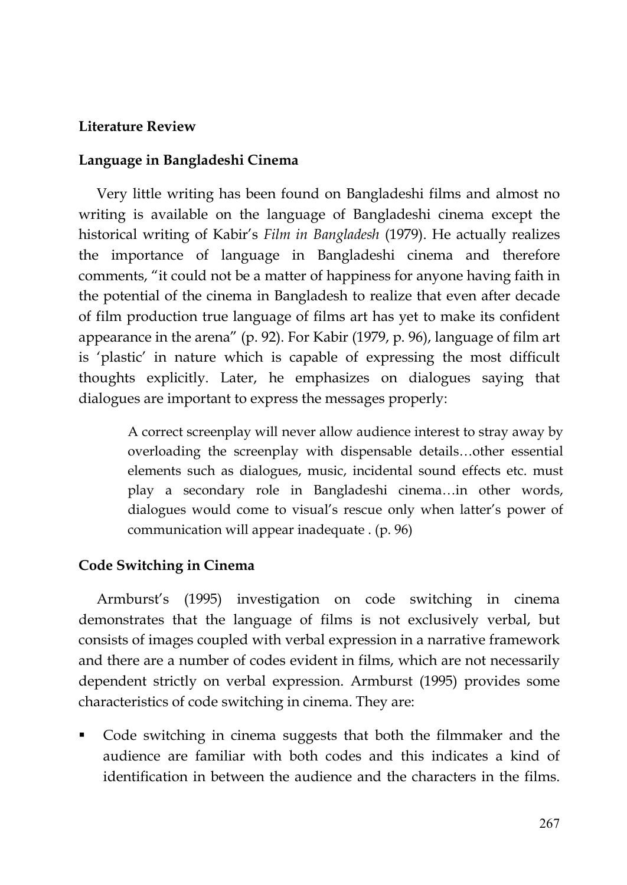## Literature Review

### Language in Bangladeshi Cinema

Very little writing has been found on Bangladeshi films and almost no writing is available on the language of Bangladeshi cinema except the historical writing of Kabir's *Film in Bangladesh* (1979). He actually realizes the importance of language in Bangladeshi cinema and therefore comments, "it could not be a matter of happiness for anyone having faith in the potential of the cinema in Bangladesh to realize that even after decade of film production true language of films art has yet to make its confident appearance in the arena" (p. 92). For Kabir (1979, p. 96), language of film art is 'plastic' in nature which is capable of expressing the most difficult thoughts explicitly. Later, he emphasizes on dialogues saying that dialogues are important to express the messages properly:

> A correct screenplay will never allow audience interest to stray away by overloading the screenplay with dispensable details…other essential elements such as dialogues, music, incidental sound effects etc. must play a secondary role in Bangladeshi cinema…in other words, dialogues would come to visual's rescue only when latter's power of communication will appear inadequate . (p. 96)

### Code Switching in Cinema

Armburst's (1995) investigation on code switching in cinema demonstrates that the language of films is not exclusively verbal, but consists of images coupled with verbal expression in a narrative framework and there are a number of codes evident in films, which are not necessarily dependent strictly on verbal expression. Armburst (1995) provides some characteristics of code switching in cinema. They are:

- Code switching in cinema suggests that both the filmmaker and the audience are familiar with both codes and this indicates a kind of identification in between the audience and the characters in the films.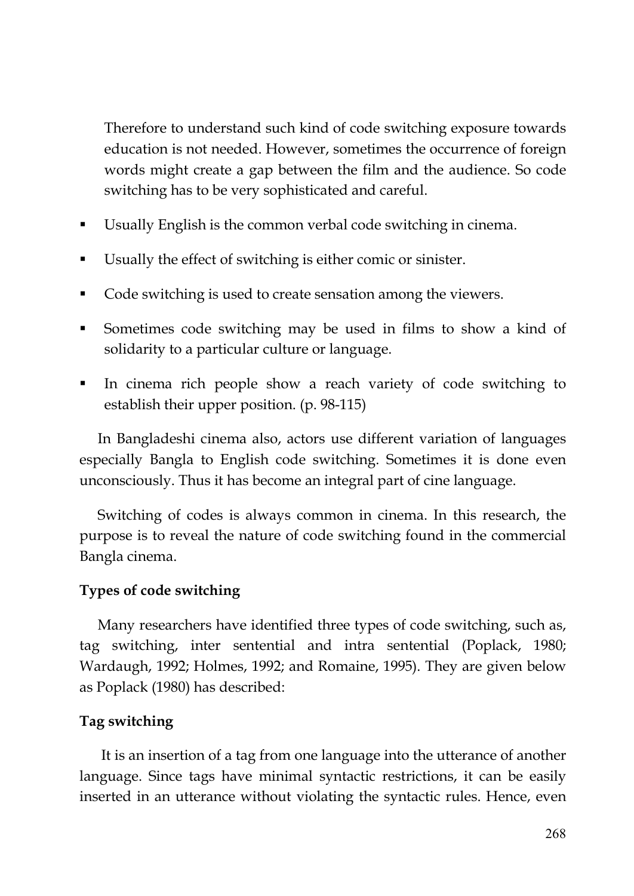Therefore to understand such kind of code switching exposure towards education is not needed. However, sometimes the occurrence of foreign words might create a gap between the film and the audience. So code switching has to be very sophisticated and careful.

- Usually English is the common verbal code switching in cinema.
- Usually the effect of switching is either comic or sinister.
- Code switching is used to create sensation among the viewers.
- Sometimes code switching may be used in films to show a kind of solidarity to a particular culture or language.
- In cinema rich people show a reach variety of code switching to establish their upper position. (p. 98-115)

In Bangladeshi cinema also, actors use different variation of languages especially Bangla to English code switching. Sometimes it is done even unconsciously. Thus it has become an integral part of cine language.

Switching of codes is always common in cinema. In this research, the purpose is to reveal the nature of code switching found in the commercial Bangla cinema.

**Types of code switching**

Many researchers have identified three types of code switching, such as, tag switching, inter sentential and intra sentential (Poplack, 1980; Wardaugh, 1992; Holmes, 1992; and Romaine, 1995). They are given below as Poplack (1980) has described:

**Tag switching**

It is an insertion of a tag from one language into the utterance of another language. Since tags have minimal syntactic restrictions, it can be easily inserted in an utterance without violating the syntactic rules. Hence, even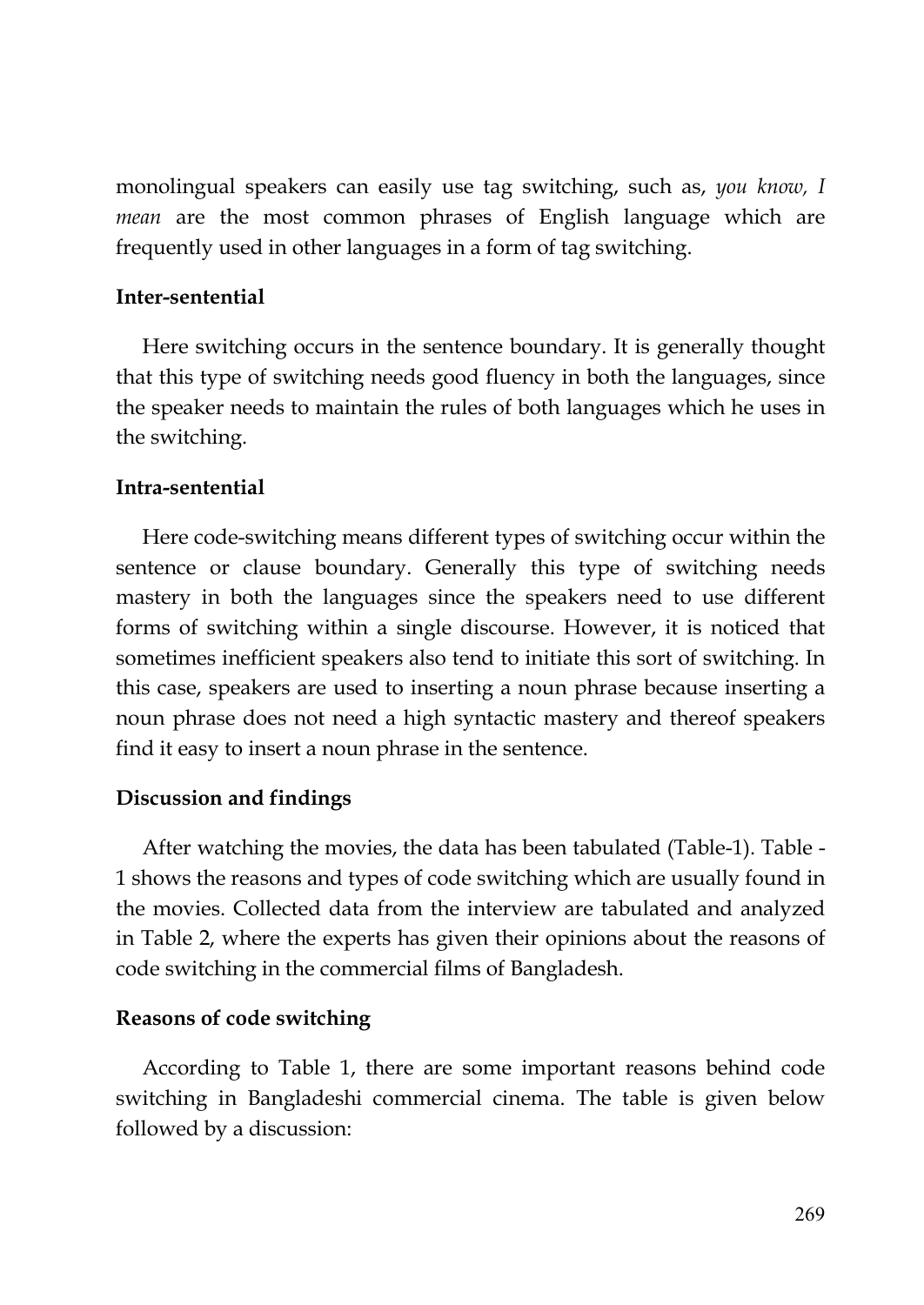monolingual speakers can easily use tag switching, such as, *you know, I mean* are the most common phrases of English language which are frequently used in other languages in a form of tag switching.

### Inter-sentential

Here switching occurs in the sentence boundary. It is generally thought that this type of switching needs good fluency in both the languages, since the speaker needs to maintain the rules of both languages which he uses in the switching.

### Intra-sentential

Here code-switching means different types of switching occur within the sentence or clause boundary. Generally this type of switching needs mastery in both the languages since the speakers need to use different forms of switching within a single discourse. However, it is noticed that sometimes inefficient speakers also tend to initiate this sort of switching. In this case, speakers are used to inserting a noun phrase because inserting a noun phrase does not need a high syntactic mastery and thereof speakers find it easy to insert a noun phrase in the sentence.

### Discussion and findings

After watching the movies, the data has been tabulated (Table-1). Table - 1 shows the reasons and types of code switching which are usually found in the movies. Collected data from the interview are tabulated and analyzed in Table 2, where the experts has given their opinions about the reasons of code switching in the commercial films of Bangladesh.

### Reasons of code switching

According to Table 1, there are some important reasons behind code switching in Bangladeshi commercial cinema. The table is given below followed by a discussion: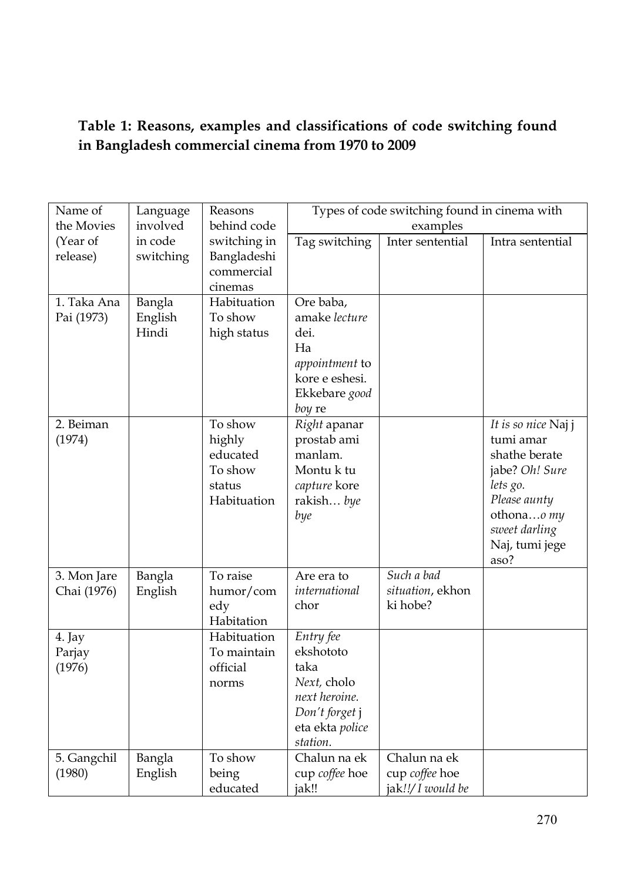**Table 1: Reasons, examples and classifications of code switching found in Bangladesh commercial cinema from 1970 to 2009**

| Name of the Movies (Year of release) | Language involved in code switching | Reasons behind code switching in Bangladeshi commercial cinemas | Types of code switching found in cinema with examples | | |
|---|---|---|---|---|---|
| | | | Tag switching | Inter sentential | Intra sentential |
| 1. Taka Ana Pai (1973) | Bangla English Hindi | Habituation To show high status | Ore baba, amake *lecture* dei. Ha *appointment* to kore e eshesi. Ekkebare *good boy* re | | |
| 2. Beiman (1974) | | To show highly educated To show status Habituation | *Right* apanar prostab ami manlam. Montu k tu *capture* kore rakish… *bye bye* | | *It is so nice* Naj j tumi amar shathe berate jabe? *Oh! Sure lets go. Please aunty* othona…*o my sweet darling* Naj, tumi jege aso? |
| 3. Mon Jare Chai (1976) | Bangla English | To raise humor/comedy Habitation | Are era to *international* chor | *Such a bad situation*, ekhon ki hobe? | |
| 4. Jay Parjay (1976) | | Habituation To maintain official norms | *Entry fee* ekshototo taka *Next,* cholo *next heroine. Don't forget* j eta ekta *police station.* | | |
| 5. Gangchil (1980) | Bangla English | To show being educated | Chalun na ek cup *coffee* hoe jak!! | Chalun na ek cup *coffee* hoe jak!!/ *I would be* | |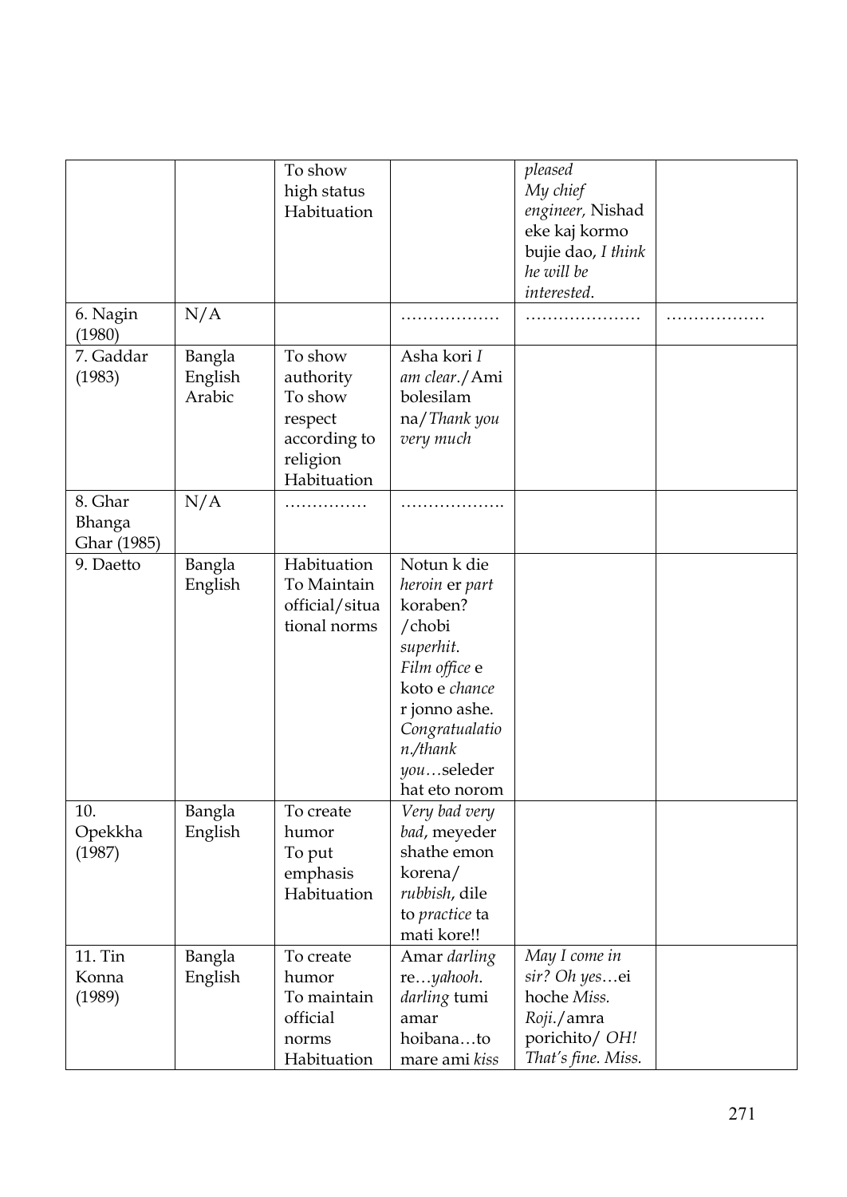|  |  | To show high status Habituation |  | *pleased* *My chief engineer,* Nishad eke kaj kormo bujie dao, *I think he will be interested.* |  |
|---|---|---|---|---|---|
| 6. Nagin (1980) | N/A |  | ……………… | ………………… | …………….. |
| 7. Gaddar (1983) | Bangla English Arabic | To show authority To show respect according to religion Habituation | Asha kori *I am clear*./Ami bolesilam na/*Thank you very much* |  |  |
| 8. Ghar Bhanga Ghar (1985) | N/A | …………… | ………………. |  |  |
| 9. Daetto | Bangla English | Habituation To Maintain official/situational norms | Notun k die *heroin* er *part* koraben? /chobi *superhit*. *Film office* e koto e *chance* r jonno ashe. *Congratulation*./*thank you*…seleder hat eto norom |  |  |
| 10. Opekkha (1987) | Bangla English | To create humor To put emphasis Habituation | *Very bad very bad*, meyeder shathe emon korena/ *rubbish*, dile to *practice* ta mati kore!! |  |  |
| 11. Tin Konna (1989) | Bangla English | To create humor To maintain official norms Habituation | Amar *darling* re…*yahooh*. *darling* tumi amar hoibana…to mare ami *kiss* | *May I come in sir? Oh yes*…ei hoche *Miss. Roji*./amra porichito/ *OH! That's fine. Miss.* |  |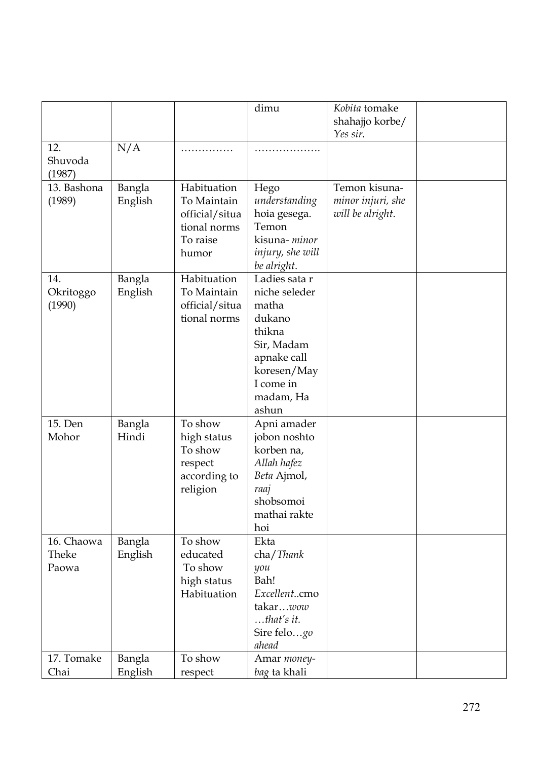|  |  |  | dimu | *Kobita* tomake shahajjo korbe/ *Yes sir.* |  |
|---|---|---|---|---|---|
| 12. Shuvoda (1987) | N/A | …………… | ………………. |  |  |
| 13. Bashona (1989) | Bangla English | Habituation To Maintain official/situational norms To raise humor | Hego *understanding* hoia gesega. Temon kisuna- *minor injury, she will be alright*. | Temon kisuna- *minor injuri, she will be alright.* |  |
| 14. Okritoggo (1990) | Bangla English | Habituation To Maintain official/situational norms | Ladies sata r niche seleder matha dukano thikna Sir, Madam apnake call koresen/May I come in madam, Ha ashun |  |  |
| 15. Den Mohor | Bangla Hindi | To show high status To show respect according to religion | Apni amader jobon noshto korben na, *Allah hafez* *Beta* Ajmol, *raaj* shobsomoi mathai rakte hoi |  |  |
| 16. Chaowa Theke Paowa | Bangla English | To show educated To show high status Habituation | Ekta cha/*Thank you* Bah! *Excellent*..cmo takar…*wow …that's it.* Sire felo…*go ahead* |  |  |
| 17. Tomake Chai | Bangla English | To show respect | Amar *money-bag* ta khali |  |  |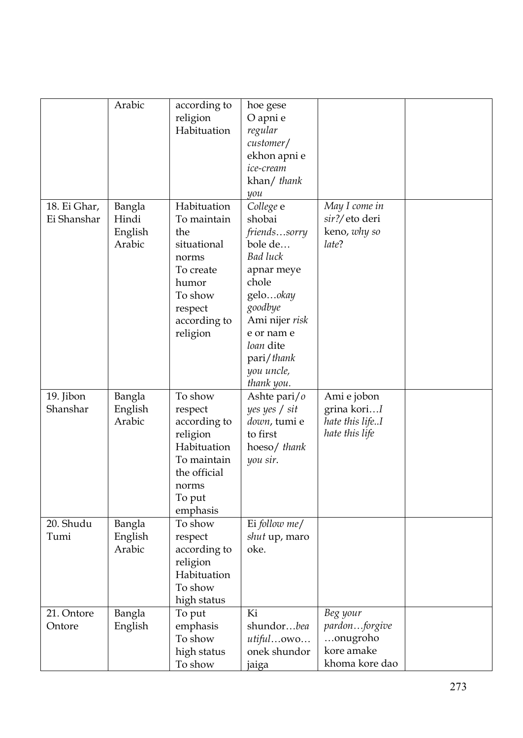|  | Arabic | according to religion Habituation | hoe gese O apni e *regular customer*/ ekhon apni e *ice-cream* khan/ *thank you* |  |  |
|---|---|---|---|---|---|
| 18. Ei Ghar, Ei Shanshar | Bangla Hindi English Arabic | Habituation To maintain the situational norms To create humor To show respect according to religion | *College* e shobai *friends…sorry* bole de… *Bad luck* apnar meye chole gelo…*okay goodbye* Ami nijer *risk* e or nam e *loan* dite pari/*thank you uncle, thank you*. | *May I come in sir?*/ eto deri keno, *why so late*? |  |
| 19. Jibon Shanshar | Bangla English Arabic | To show respect according to religion Habituation To maintain the official norms To put emphasis | Ashte pari/*o yes yes* / *sit down*, tumi e to first hoeso/ *thank you sir*. | Ami e jobon grina kori…*I hate this life..I hate this life* |  |
| 20. Shudu Tumi | Bangla English Arabic | To show respect according to religion Habituation To show high status | Ei *follow me*/ *shut* up, maro oke. |  |  |
| 21. Ontore Ontore | Bangla English | To put emphasis To show high status To show | Ki shundor…*beautiful*…owo… onek shundor jaiga | *Beg your pardon…forgive* …onugroho kore amake khoma kore dao |  |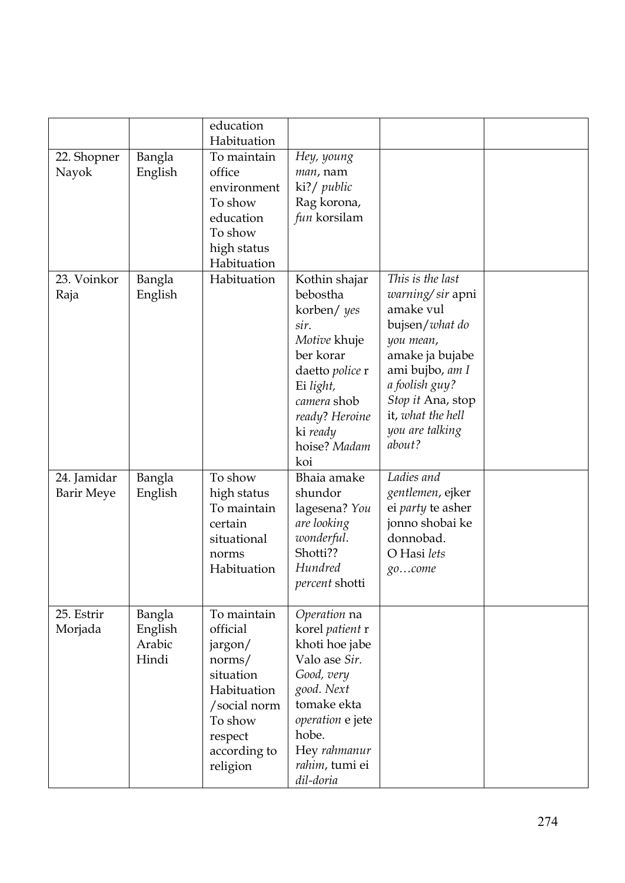| | | education Habituation | | | |
|---|---|---|---|---|---|
| 22. Shopner Nayok | Bangla English | To maintain office environment To show education To show high status Habituation | *Hey, young man*, nam ki?/ *public* Rag korona, *fun* korsilam | | |
| 23. Voinkor Raja | Bangla English | Habituation | Kothin shajar bebostha korben/ *yes sir*. *Motive* khuje ber korar daetto *police* r Ei *light, camera* shob *ready*? *Heroine* ki *ready* hoise? *Madam* koi | *This is the last warning*/ *sir* apni amake vul bujsen/*what do you mean*, amake ja bujabe ami bujbo, *am I a foolish guy? Stop it* Ana, stop it, *what the hell you are talking about?* | |
| 24. Jamidar Barir Meye | Bangla English | To show high status To maintain certain situational norms Habituation | Bhaia amake shundor lagesena? *You are looking wonderful*. Shotti?? *Hundred percent* shotti | *Ladies and gentlemen*, ejker ei *party* te asher jonno shobai ke donnobad. O Hasi *lets go…come* | |
| 25. Estrir Morjada | Bangla English Arabic Hindi | To maintain official jargon/ norms/ situation Habituation /social norm To show respect according to religion | *Operation* na korel *patient* r khoti hoe jabe Valo ase *Sir*. *Good, very good. Next* tomake ekta *operation* e jete hobe. Hey *rahmanur rahim*, tumi ei *dil-doria* | | |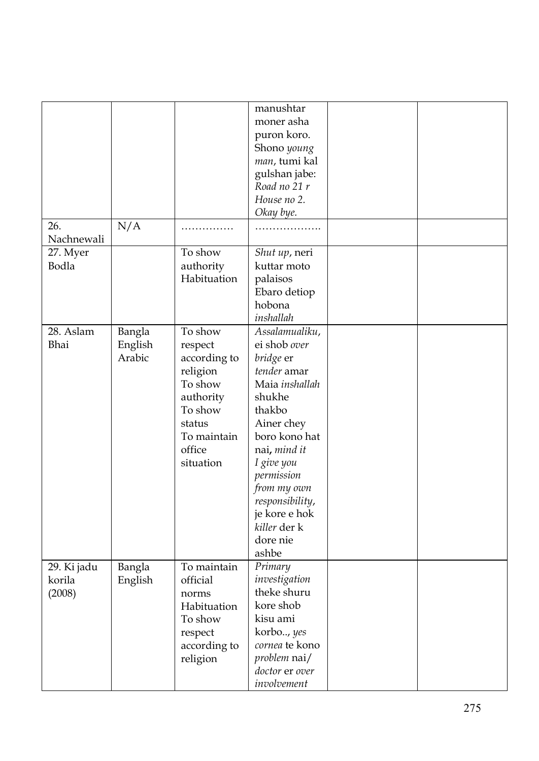|  |  |  |  |  |  |
|---|---|---|---|---|---|
|  |  |  | manushtar moner asha puron koro. Shono *young man*, tumi kal gulshan jabe: *Road no 21 r House no 2. Okay bye.* |  |  |
| 26. Nachnewali | N/A | …………… | ………………. |  |  |
| 27. Myer Bodla |  | To show authority Habituation | *Shut up*, neri kuttar moto palaisos Ebaro detiop hobona *inshallah* |  |  |
| 28. Aslam Bhai | Bangla English Arabic | To show respect according to religion To show authority To show status To maintain office situation | *Assalamualiku*, ei shob *over bridge* er *tender* amar Maia *inshallah* shukhe thakbo Ainer chey boro kono hat nai, *mind it I give you permission from my own responsibility*, je kore e hok *killer* der k dore nie ashbe |  |  |
| 29. Ki jadu korila (2008) | Bangla English | To maintain official norms Habituation To show respect according to religion | *Primary investigation* theke shuru kore shob kisu ami korbo.., *yes cornea* te kono *problem* nai/ *doctor* er *over involvement* |  |  |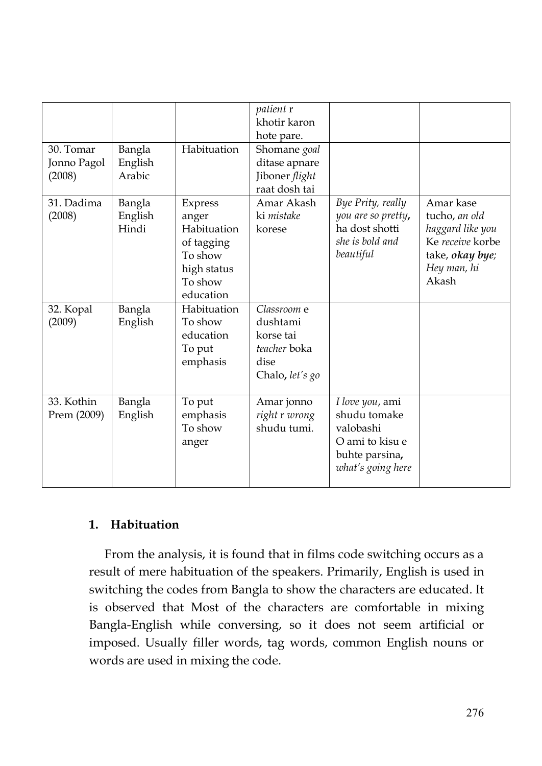| | | | *patient* r khotir karon hote pare. | | |
|---|---|---|---|---|---|
| 30. Tomar Jonno Pagol (2008) | Bangla English Arabic | Habituation | Shomane *goal* ditase apnare Jiboner *flight* raat dosh tai | | |
| 31. Dadima (2008) | Bangla English Hindi | Express anger Habituation of tagging To show high status To show education | Amar Akash ki *mistake* korese | *Bye Prity, really you are so pretty*, ha dost shotti *she is bold and beautiful* | Amar kase tucho, *an old haggard like you* Ke *receive* korbe take, ***okay bye***; *Hey man, hi* Akash |
| 32. Kopal (2009) | Bangla English | Habituation To show education To put emphasis | *Classroom* e dushtami korse tai *teacher* boka dise Chalo, *let's go* | | |
| 33. Kothin Prem (2009) | Bangla English | To put emphasis To show anger | Amar jonno *right* r *wrong* shudu tumi. | *I love you*, ami shudu tomake valobashi O ami to kisu e buhte parsina, *what's going here* | |

### 1. Habituation

From the analysis, it is found that in films code switching occurs as a result of mere habituation of the speakers. Primarily, English is used in switching the codes from Bangla to show the characters are educated. It is observed that Most of the characters are comfortable in mixing Bangla-English while conversing, so it does not seem artificial or imposed. Usually filler words, tag words, common English nouns or words are used in mixing the code.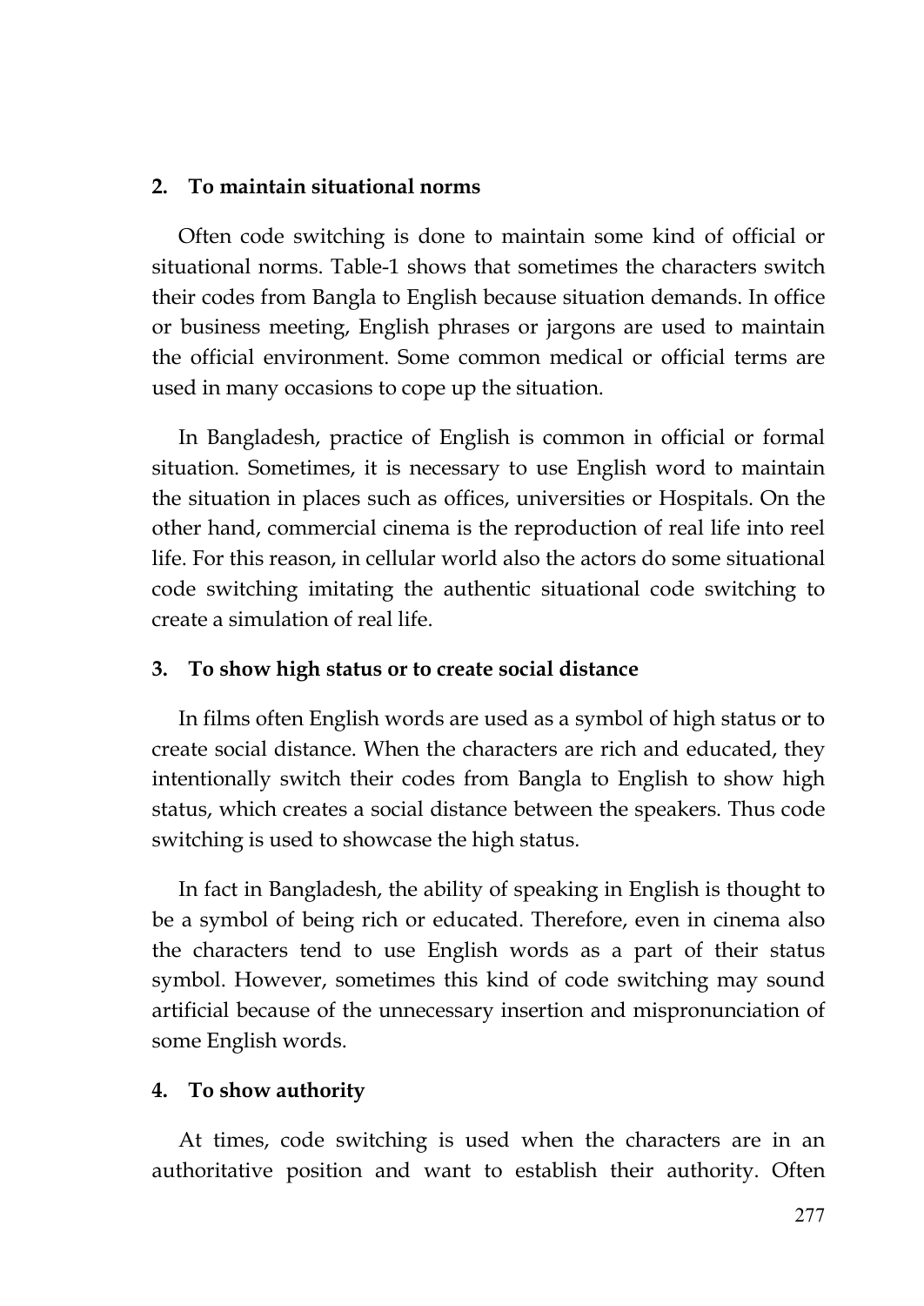**2. To maintain situational norms**

Often code switching is done to maintain some kind of official or situational norms. Table-1 shows that sometimes the characters switch their codes from Bangla to English because situation demands. In office or business meeting, English phrases or jargons are used to maintain the official environment. Some common medical or official terms are used in many occasions to cope up the situation.

In Bangladesh, practice of English is common in official or formal situation. Sometimes, it is necessary to use English word to maintain the situation in places such as offices, universities or Hospitals. On the other hand, commercial cinema is the reproduction of real life into reel life. For this reason, in cellular world also the actors do some situational code switching imitating the authentic situational code switching to create a simulation of real life.

**3. To show high status or to create social distance**

In films often English words are used as a symbol of high status or to create social distance. When the characters are rich and educated, they intentionally switch their codes from Bangla to English to show high status, which creates a social distance between the speakers. Thus code switching is used to showcase the high status.

In fact in Bangladesh, the ability of speaking in English is thought to be a symbol of being rich or educated. Therefore, even in cinema also the characters tend to use English words as a part of their status symbol. However, sometimes this kind of code switching may sound artificial because of the unnecessary insertion and mispronunciation of some English words.

**4. To show authority**

At times, code switching is used when the characters are in an authoritative position and want to establish their authority. Often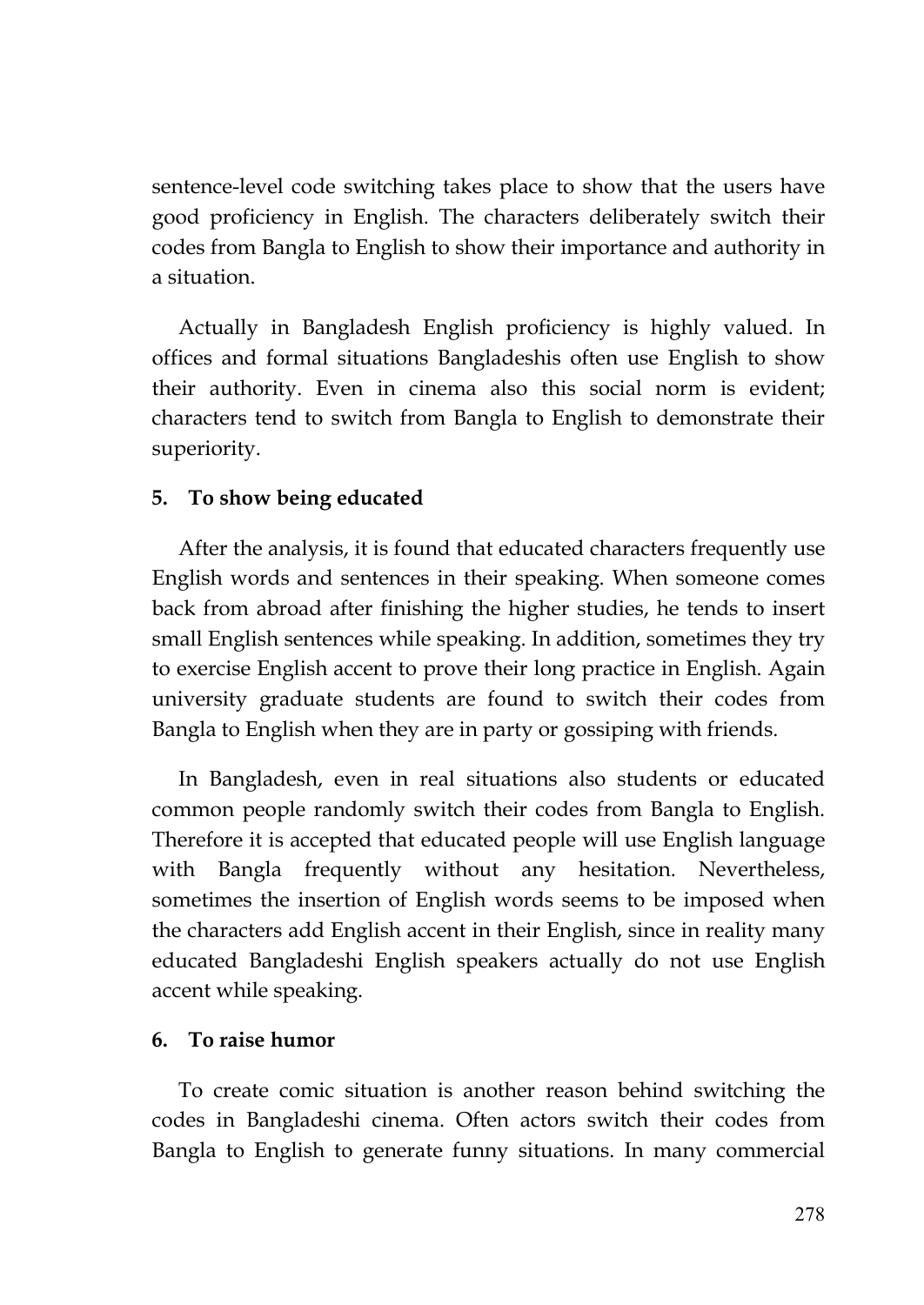sentence-level code switching takes place to show that the users have good proficiency in English. The characters deliberately switch their codes from Bangla to English to show their importance and authority in a situation.

Actually in Bangladesh English proficiency is highly valued. In offices and formal situations Bangladeshis often use English to show their authority. Even in cinema also this social norm is evident; characters tend to switch from Bangla to English to demonstrate their superiority.

**5. To show being educated**

After the analysis, it is found that educated characters frequently use English words and sentences in their speaking. When someone comes back from abroad after finishing the higher studies, he tends to insert small English sentences while speaking. In addition, sometimes they try to exercise English accent to prove their long practice in English. Again university graduate students are found to switch their codes from Bangla to English when they are in party or gossiping with friends.

In Bangladesh, even in real situations also students or educated common people randomly switch their codes from Bangla to English. Therefore it is accepted that educated people will use English language with Bangla frequently without any hesitation. Nevertheless, sometimes the insertion of English words seems to be imposed when the characters add English accent in their English, since in reality many educated Bangladeshi English speakers actually do not use English accent while speaking.

**6. To raise humor**

To create comic situation is another reason behind switching the codes in Bangladeshi cinema. Often actors switch their codes from Bangla to English to generate funny situations. In many commercial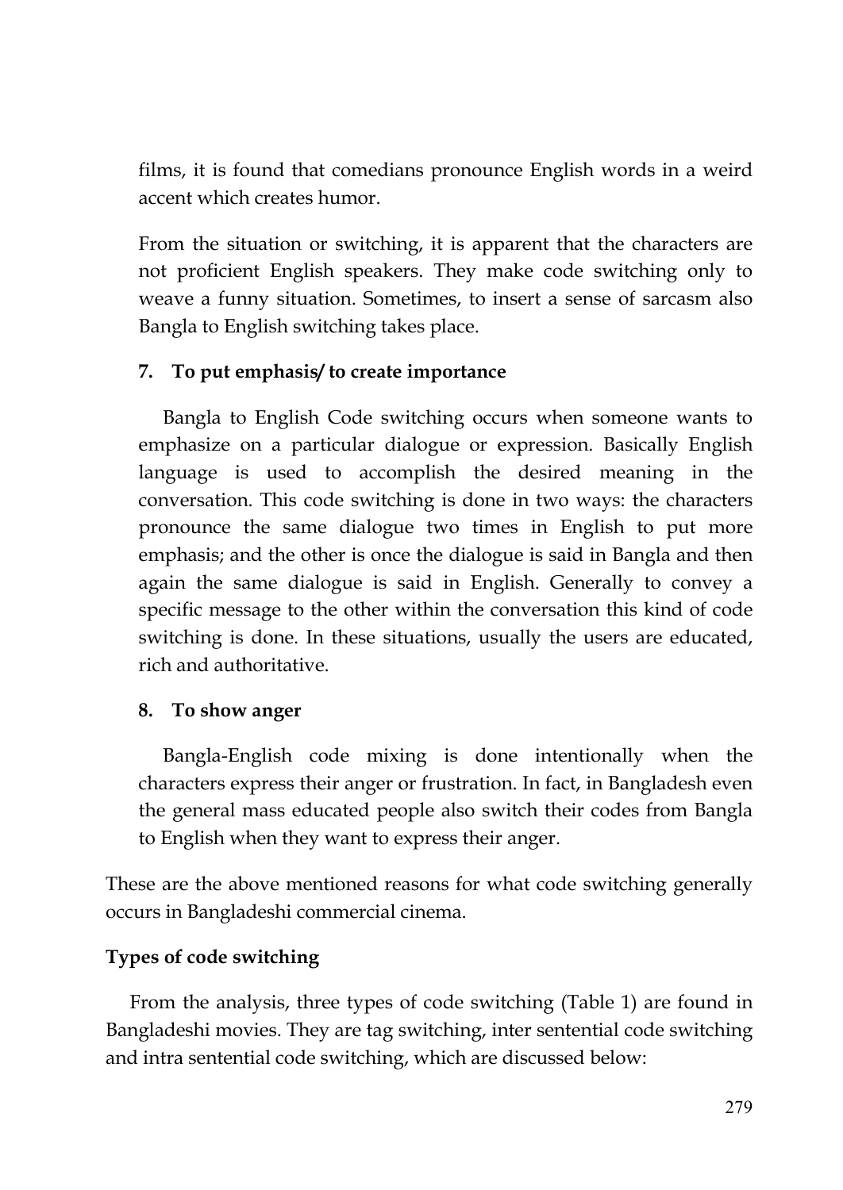films, it is found that comedians pronounce English words in a weird accent which creates humor.

From the situation or switching, it is apparent that the characters are not proficient English speakers. They make code switching only to weave a funny situation. Sometimes, to insert a sense of sarcasm also Bangla to English switching takes place.

**7. To put emphasis/ to create importance**

Bangla to English Code switching occurs when someone wants to emphasize on a particular dialogue or expression. Basically English language is used to accomplish the desired meaning in the conversation. This code switching is done in two ways: the characters pronounce the same dialogue two times in English to put more emphasis; and the other is once the dialogue is said in Bangla and then again the same dialogue is said in English. Generally to convey a specific message to the other within the conversation this kind of code switching is done. In these situations, usually the users are educated, rich and authoritative.

**8. To show anger**

Bangla-English code mixing is done intentionally when the characters express their anger or frustration. In fact, in Bangladesh even the general mass educated people also switch their codes from Bangla to English when they want to express their anger.

These are the above mentioned reasons for what code switching generally occurs in Bangladeshi commercial cinema.

**Types of code switching**

From the analysis, three types of code switching (Table 1) are found in Bangladeshi movies. They are tag switching, inter sentential code switching and intra sentential code switching, which are discussed below: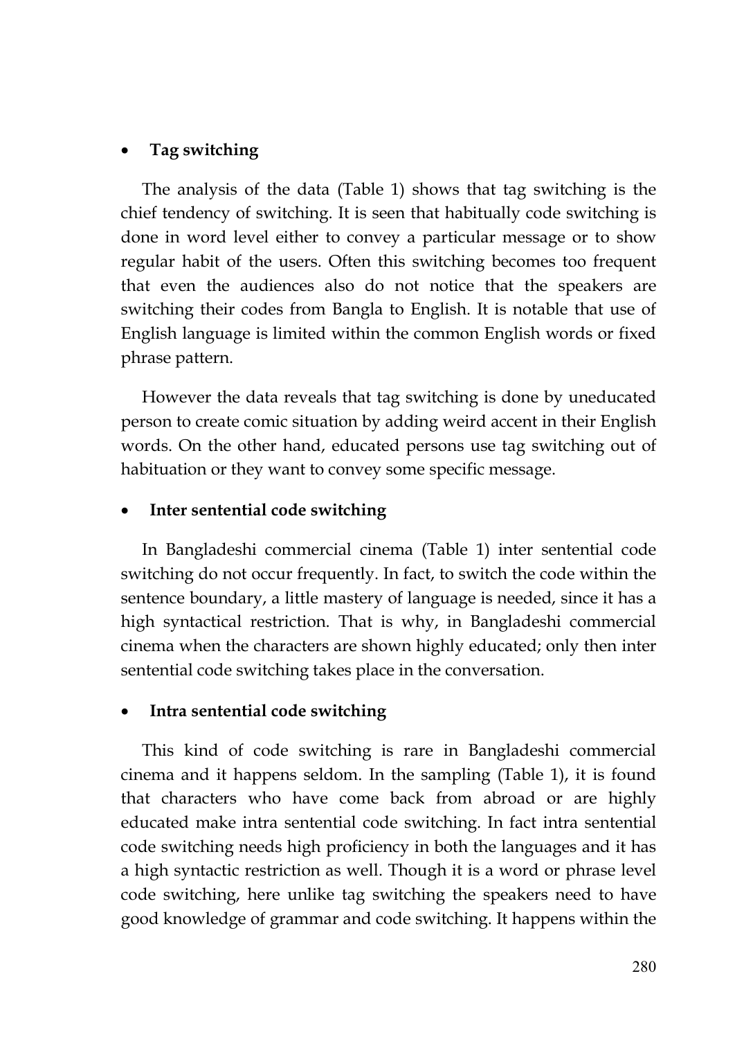- **Tag switching**

The analysis of the data (Table 1) shows that tag switching is the chief tendency of switching. It is seen that habitually code switching is done in word level either to convey a particular message or to show regular habit of the users. Often this switching becomes too frequent that even the audiences also do not notice that the speakers are switching their codes from Bangla to English. It is notable that use of English language is limited within the common English words or fixed phrase pattern.

However the data reveals that tag switching is done by uneducated person to create comic situation by adding weird accent in their English words. On the other hand, educated persons use tag switching out of habituation or they want to convey some specific message.

- **Inter sentential code switching**

In Bangladeshi commercial cinema (Table 1) inter sentential code switching do not occur frequently. In fact, to switch the code within the sentence boundary, a little mastery of language is needed, since it has a high syntactical restriction. That is why, in Bangladeshi commercial cinema when the characters are shown highly educated; only then inter sentential code switching takes place in the conversation.

- **Intra sentential code switching**

This kind of code switching is rare in Bangladeshi commercial cinema and it happens seldom. In the sampling (Table 1), it is found that characters who have come back from abroad or are highly educated make intra sentential code switching. In fact intra sentential code switching needs high proficiency in both the languages and it has a high syntactic restriction as well. Though it is a word or phrase level code switching, here unlike tag switching the speakers need to have good knowledge of grammar and code switching. It happens within the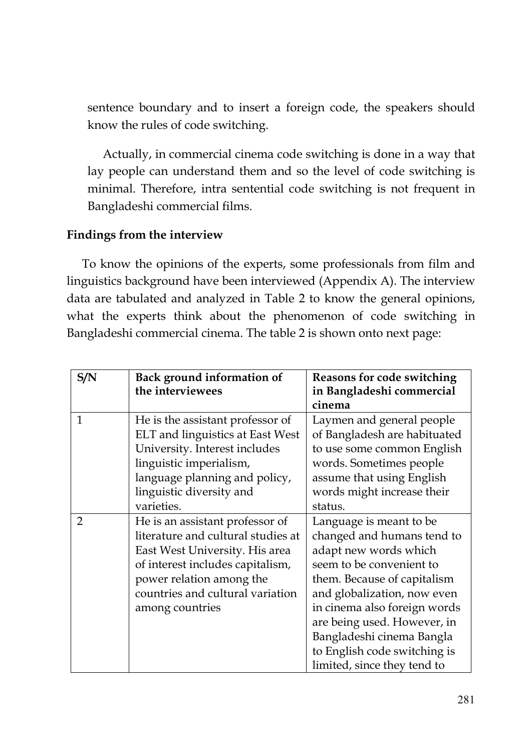sentence boundary and to insert a foreign code, the speakers should know the rules of code switching.

Actually, in commercial cinema code switching is done in a way that lay people can understand them and so the level of code switching is minimal. Therefore, intra sentential code switching is not frequent in Bangladeshi commercial films.

**Findings from the interview**

To know the opinions of the experts, some professionals from film and linguistics background have been interviewed (Appendix A). The interview data are tabulated and analyzed in Table 2 to know the general opinions, what the experts think about the phenomenon of code switching in Bangladeshi commercial cinema. The table 2 is shown onto next page:

| S/N | Back ground information of the interviewees | Reasons for code switching in Bangladeshi commercial cinema |
|---|---|---|
| 1 | He is the assistant professor of ELT and linguistics at East West University. Interest includes linguistic imperialism, language planning and policy, linguistic diversity and varieties. | Laymen and general people of Bangladesh are habituated to use some common English words. Sometimes people assume that using English words might increase their status. |
| 2 | He is an assistant professor of literature and cultural studies at East West University. His area of interest includes capitalism, power relation among the countries and cultural variation among countries | Language is meant to be changed and humans tend to adapt new words which seem to be convenient to them. Because of capitalism and globalization, now even in cinema also foreign words are being used. However, in Bangladeshi cinema Bangla to English code switching is limited, since they tend to |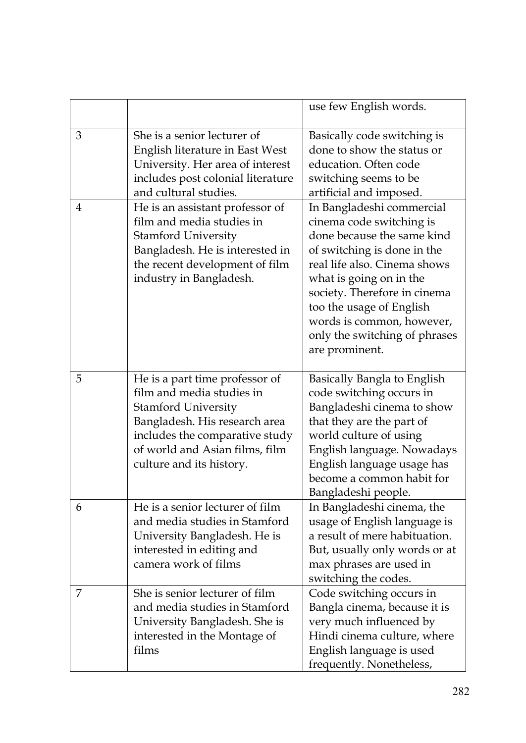| | | |
|---|---|---|
| | | use few English words. |
| 3 | She is a senior lecturer of English literature in East West University. Her area of interest includes post colonial literature and cultural studies. | Basically code switching is done to show the status or education. Often code switching seems to be artificial and imposed. |
| 4 | He is an assistant professor of film and media studies in Stamford University Bangladesh. He is interested in the recent development of film industry in Bangladesh. | In Bangladeshi commercial cinema code switching is done because the same kind of switching is done in the real life also. Cinema shows what is going on in the society. Therefore in cinema too the usage of English words is common, however, only the switching of phrases are prominent. |
| 5 | He is a part time professor of film and media studies in Stamford University Bangladesh. His research area includes the comparative study of world and Asian films, film culture and its history. | Basically Bangla to English code switching occurs in Bangladeshi cinema to show that they are the part of world culture of using English language. Nowadays English language usage has become a common habit for Bangladeshi people. |
| 6 | He is a senior lecturer of film and media studies in Stamford University Bangladesh. He is interested in editing and camera work of films | In Bangladeshi cinema, the usage of English language is a result of mere habituation. But, usually only words or at max phrases are used in switching the codes. |
| 7 | She is senior lecturer of film and media studies in Stamford University Bangladesh. She is interested in the Montage of films | Code switching occurs in Bangla cinema, because it is very much influenced by Hindi cinema culture, where English language is used frequently. Nonetheless, |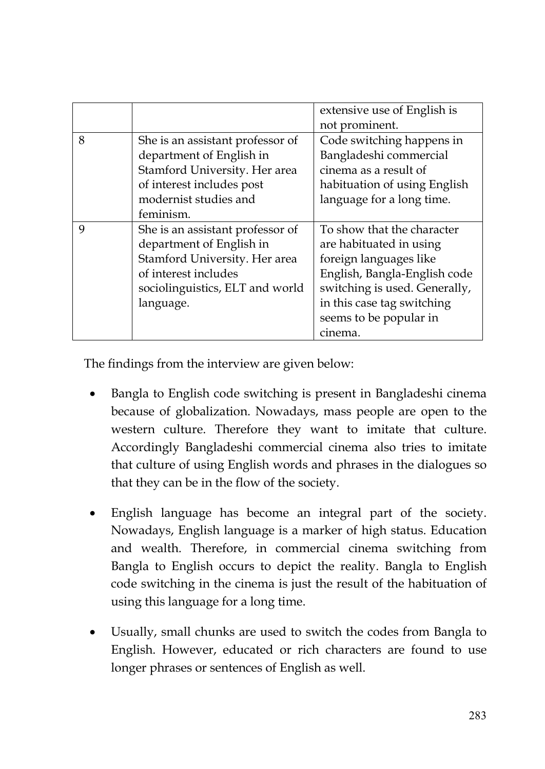| | | |
|---|---|---|
| | | extensive use of English is not prominent. |
| 8 | She is an assistant professor of department of English in Stamford University. Her area of interest includes post modernist studies and feminism. | Code switching happens in Bangladeshi commercial cinema as a result of habituation of using English language for a long time. |
| 9 | She is an assistant professor of department of English in Stamford University. Her area of interest includes sociolinguistics, ELT and world language. | To show that the character are habituated in using foreign languages like English, Bangla-English code switching is used. Generally, in this case tag switching seems to be popular in cinema. |

The findings from the interview are given below:

- Bangla to English code switching is present in Bangladeshi cinema because of globalization. Nowadays, mass people are open to the western culture. Therefore they want to imitate that culture. Accordingly Bangladeshi commercial cinema also tries to imitate that culture of using English words and phrases in the dialogues so that they can be in the flow of the society.

- English language has become an integral part of the society. Nowadays, English language is a marker of high status. Education and wealth. Therefore, in commercial cinema switching from Bangla to English occurs to depict the reality. Bangla to English code switching in the cinema is just the result of the habituation of using this language for a long time.

- Usually, small chunks are used to switch the codes from Bangla to English. However, educated or rich characters are found to use longer phrases or sentences of English as well.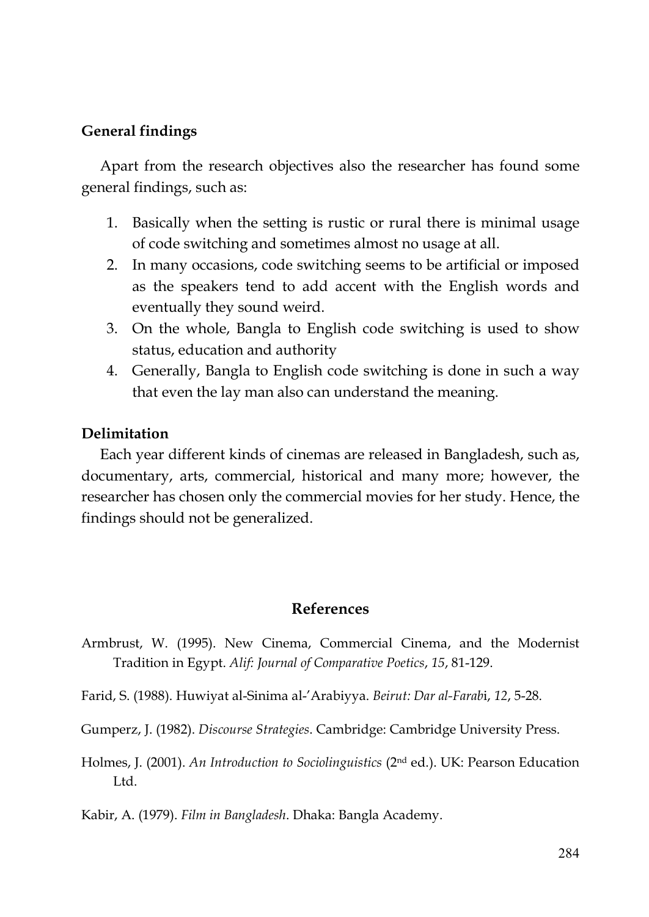## General findings

Apart from the research objectives also the researcher has found some general findings, such as:

1. Basically when the setting is rustic or rural there is minimal usage of code switching and sometimes almost no usage at all.
2. In many occasions, code switching seems to be artificial or imposed as the speakers tend to add accent with the English words and eventually they sound weird.
3. On the whole, Bangla to English code switching is used to show status, education and authority
4. Generally, Bangla to English code switching is done in such a way that even the lay man also can understand the meaning.

## Delimitation

Each year different kinds of cinemas are released in Bangladesh, such as, documentary, arts, commercial, historical and many more; however, the researcher has chosen only the commercial movies for her study. Hence, the findings should not be generalized.

## References

Armbrust, W. (1995). New Cinema, Commercial Cinema, and the Modernist Tradition in Egypt. *Alif: Journal of Comparative Poetics*, *15*, 81-129.

Farid, S. (1988). Huwiyat al-Sinima al-'Arabiyya. *Beirut: Dar al-Farab*i, *12*, 5-28.

Gumperz, J. (1982). *Discourse Strategies*. Cambridge: Cambridge University Press.

Holmes, J. (2001). *An Introduction to Sociolinguistics* (2nd ed.). UK: Pearson Education Ltd.

Kabir, A. (1979). *Film in Bangladesh*. Dhaka: Bangla Academy.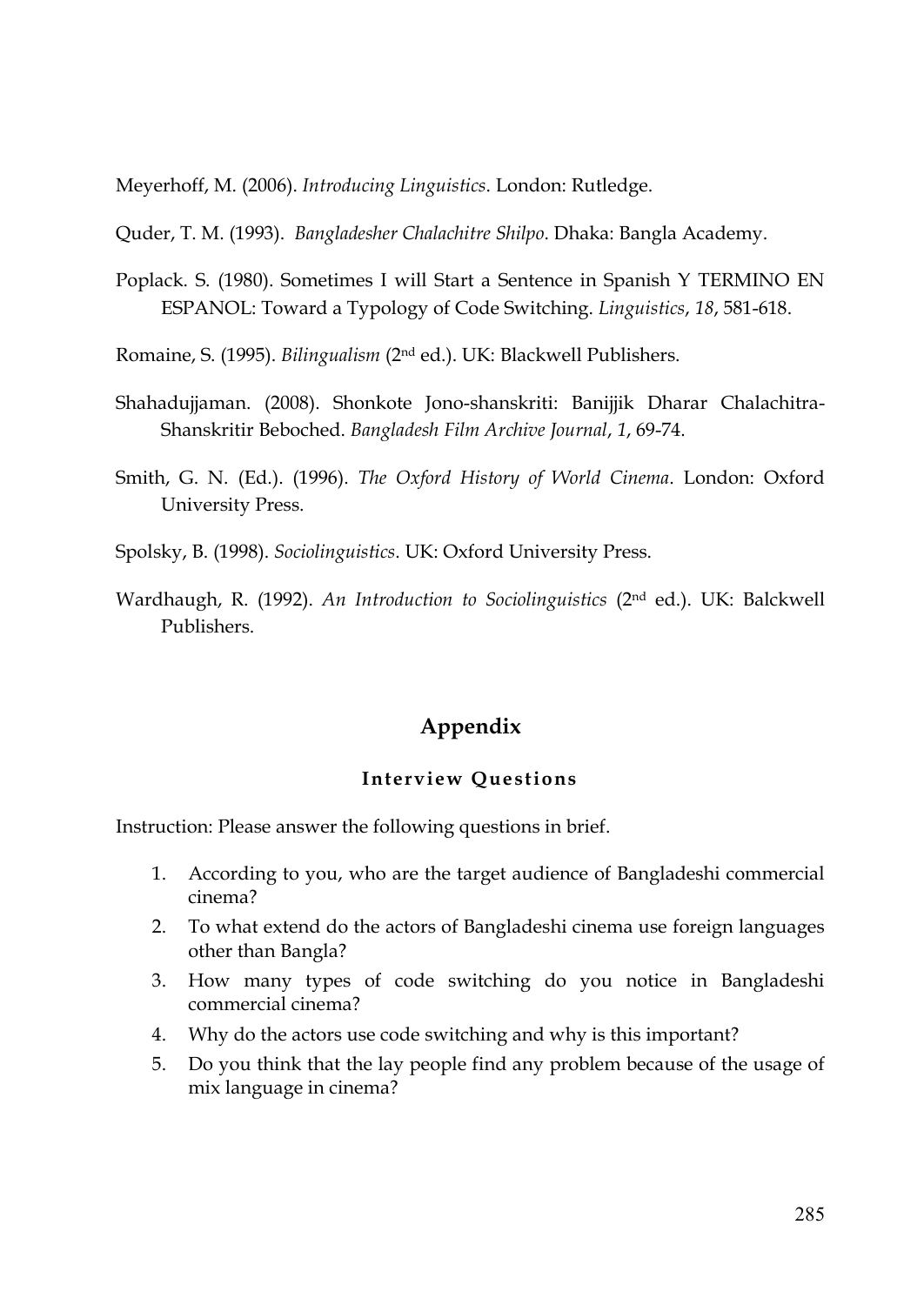Meyerhoff, M. (2006). *Introducing Linguistics*. London: Rutledge.

Quder, T. M. (1993). *Bangladesher Chalachitre Shilpo*. Dhaka: Bangla Academy.

Poplack. S. (1980). Sometimes I will Start a Sentence in Spanish Y TERMINO EN ESPANOL: Toward a Typology of Code Switching. *Linguistics*, *18*, 581-618.

Romaine, S. (1995). *Bilingualism* (2nd ed.). UK: Blackwell Publishers.

Shahadujjaman. (2008). Shonkote Jono-shanskriti: Banijjik Dharar Chalachitra-Shanskritir Beboched. *Bangladesh Film Archive Journal*, *1*, 69-74.

Smith, G. N. (Ed.). (1996). *The Oxford History of World Cinema*. London: Oxford University Press.

Spolsky, B. (1998). *Sociolinguistics*. UK: Oxford University Press.

Wardhaugh, R. (1992). *An Introduction to Sociolinguistics* (2nd ed.). UK: Balckwell Publishers.

## Appendix

### Interview Questions

Instruction: Please answer the following questions in brief.

1. According to you, who are the target audience of Bangladeshi commercial cinema?
2. To what extend do the actors of Bangladeshi cinema use foreign languages other than Bangla?
3. How many types of code switching do you notice in Bangladeshi commercial cinema?
4. Why do the actors use code switching and why is this important?
5. Do you think that the lay people find any problem because of the usage of mix language in cinema?